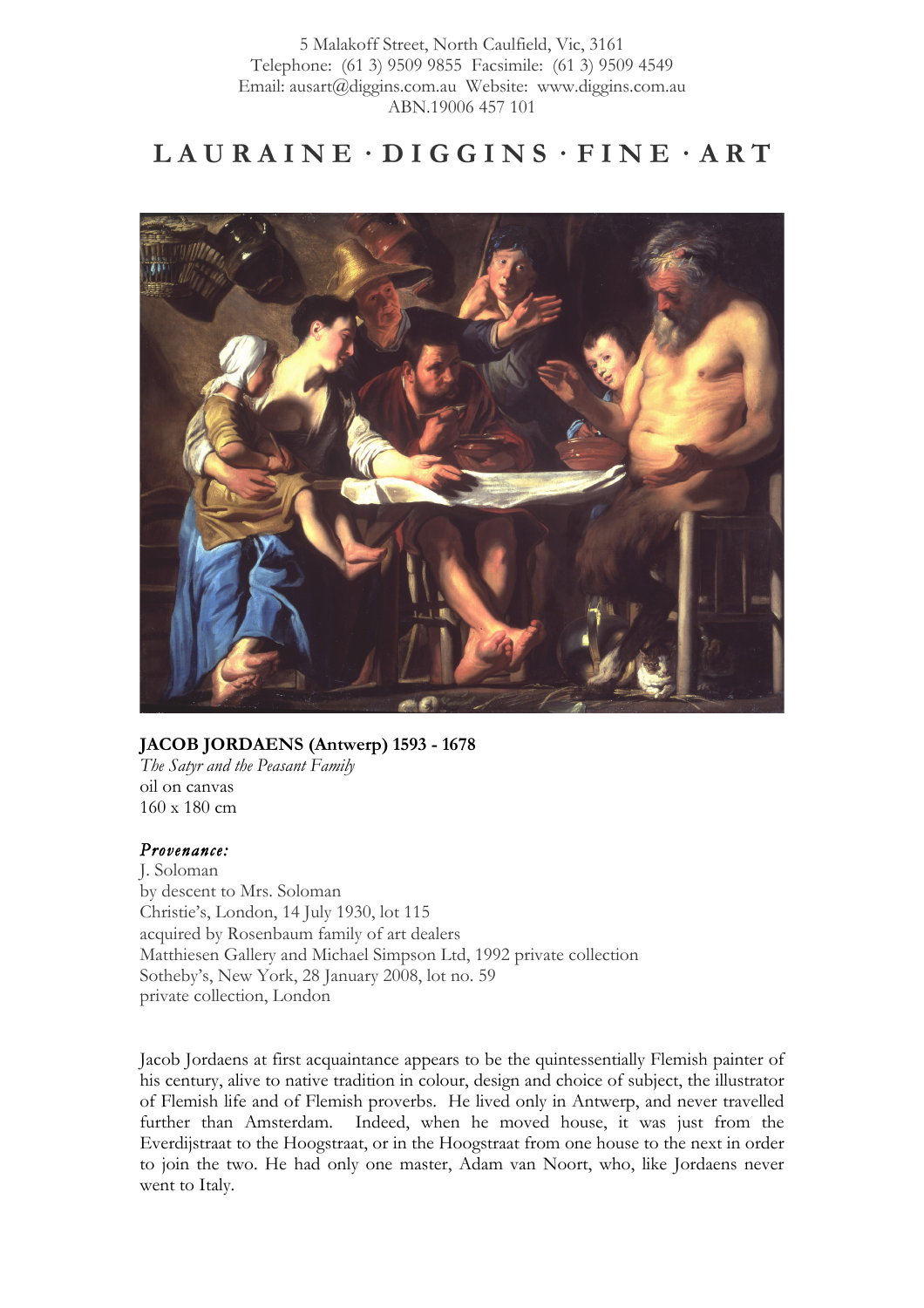5 Malakoff Street, North Caulfield, Vic, 3161
Telephone: (61 3) 9509 9855 Facsimile: (61 3) 9509 4549
Email: ausart@diggins.com.au Website: www.diggins.com.au
ABN.19006 457 101

# LAURAINE · DIGGINS · FINE · ART

**JACOB JORDAENS (Antwerp) 1593 - 1678**
*The Satyr and the Peasant Family*
oil on canvas
160 x 180 cm

***Provenance:***
J. Soloman
by descent to Mrs. Soloman
Christie's, London, 14 July 1930, lot 115
acquired by Rosenbaum family of art dealers
Matthiesen Gallery and Michael Simpson Ltd, 1992 private collection
Sotheby's, New York, 28 January 2008, lot no. 59
private collection, London

Jacob Jordaens at first acquaintance appears to be the quintessentially Flemish painter of his century, alive to native tradition in colour, design and choice of subject, the illustrator of Flemish life and of Flemish proverbs. He lived only in Antwerp, and never travelled further than Amsterdam. Indeed, when he moved house, it was just from the Everdijstraat to the Hoogstraat, or in the Hoogstraat from one house to the next in order to join the two. He had only one master, Adam van Noort, who, like Jordaens never went to Italy.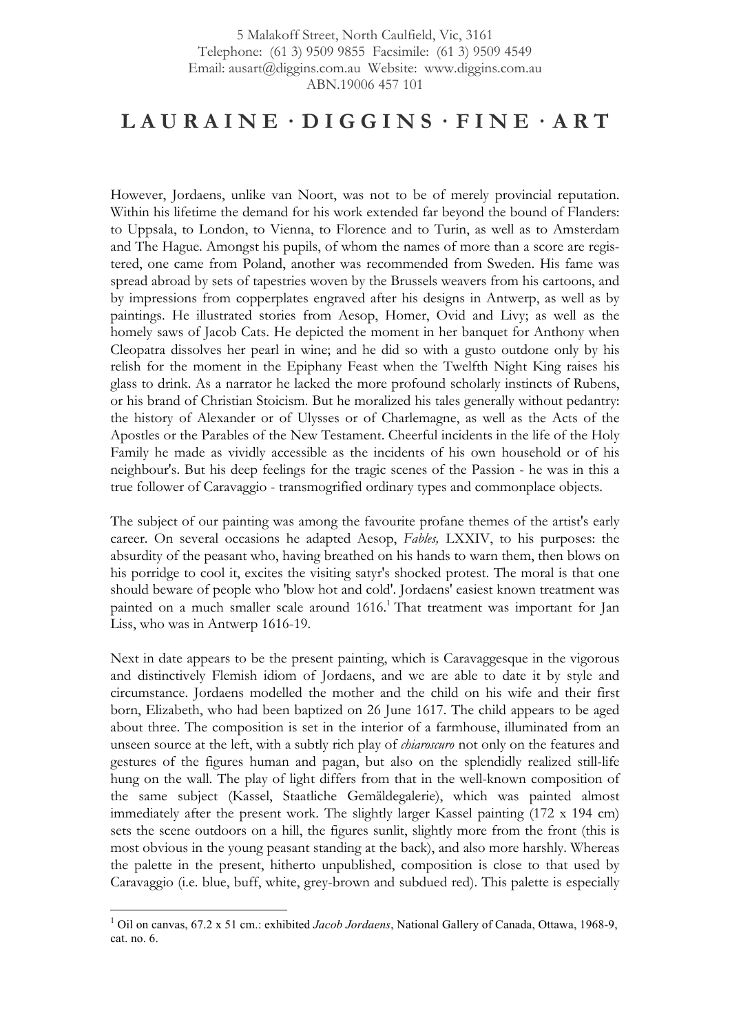However, Jordaens, unlike van Noort, was not to be of merely provincial reputation. Within his lifetime the demand for his work extended far beyond the bound of Flanders: to Uppsala, to London, to Vienna, to Florence and to Turin, as well as to Amsterdam and The Hague. Amongst his pupils, of whom the names of more than a score are registered, one came from Poland, another was recommended from Sweden. His fame was spread abroad by sets of tapestries woven by the Brussels weavers from his cartoons, and by impressions from copperplates engraved after his designs in Antwerp, as well as by paintings. He illustrated stories from Aesop, Homer, Ovid and Livy; as well as the homely saws of Jacob Cats. He depicted the moment in her banquet for Anthony when Cleopatra dissolves her pearl in wine; and he did so with a gusto outdone only by his relish for the moment in the Epiphany Feast when the Twelfth Night King raises his glass to drink. As a narrator he lacked the more profound scholarly instincts of Rubens, or his brand of Christian Stoicism. But he moralized his tales generally without pedantry: the history of Alexander or of Ulysses or of Charlemagne, as well as the Acts of the Apostles or the Parables of the New Testament. Cheerful incidents in the life of the Holy Family he made as vividly accessible as the incidents of his own household or of his neighbour's. But his deep feelings for the tragic scenes of the Passion - he was in this a true follower of Caravaggio - transmogrified ordinary types and commonplace objects.

The subject of our painting was among the favourite profane themes of the artist's early career. On several occasions he adapted Aesop, *Fables,* LXXIV, to his purposes: the absurdity of the peasant who, having breathed on his hands to warn them, then blows on his porridge to cool it, excites the visiting satyr's shocked protest. The moral is that one should beware of people who 'blow hot and cold'. Jordaens' easiest known treatment was painted on a much smaller scale around 1616.[1] That treatment was important for Jan Liss, who was in Antwerp 1616-19.

Next in date appears to be the present painting, which is Caravaggesque in the vigorous and distinctively Flemish idiom of Jordaens, and we are able to date it by style and circumstance. Jordaens modelled the mother and the child on his wife and their first born, Elizabeth, who had been baptized on 26 June 1617. The child appears to be aged about three. The composition is set in the interior of a farmhouse, illuminated from an unseen source at the left, with a subtly rich play of *chiaroscuro* not only on the features and gestures of the figures human and pagan, but also on the splendidly realized still-life hung on the wall. The play of light differs from that in the well-known composition of the same subject (Kassel, Staatliche Gemäldegalerie), which was painted almost immediately after the present work. The slightly larger Kassel painting (172 x 194 cm) sets the scene outdoors on a hill, the figures sunlit, slightly more from the front (this is most obvious in the young peasant standing at the back), and also more harshly. Whereas the palette in the present, hitherto unpublished, composition is close to that used by Caravaggio (i.e. blue, buff, white, grey-brown and subdued red). This palette is especially

[1] Oil on canvas, 67.2 x 51 cm.: exhibited *Jacob Jordaens*, National Gallery of Canada, Ottawa, 1968-9, cat. no. 6.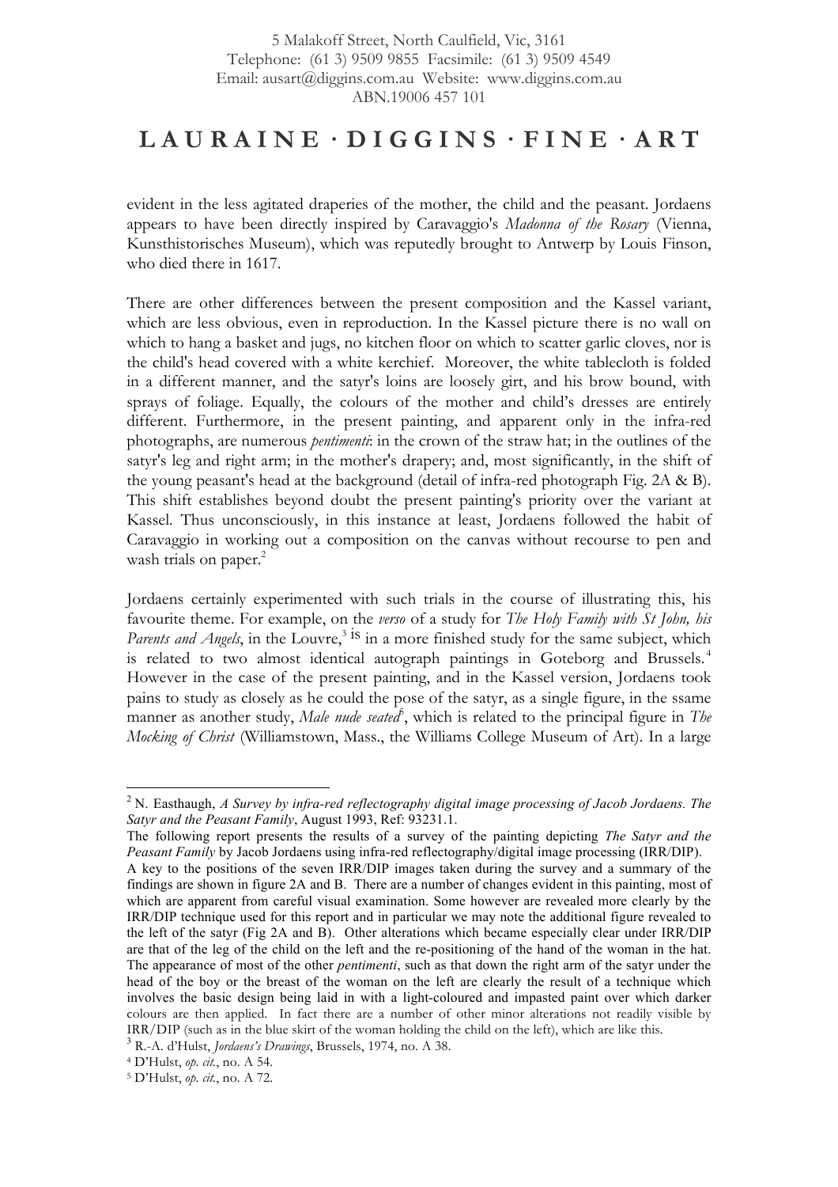evident in the less agitated draperies of the mother, the child and the peasant. Jordaens appears to have been directly inspired by Caravaggio's *Madonna of the Rosary* (Vienna, Kunsthistorisches Museum), which was reputedly brought to Antwerp by Louis Finson, who died there in 1617.

There are other differences between the present composition and the Kassel variant, which are less obvious, even in reproduction. In the Kassel picture there is no wall on which to hang a basket and jugs, no kitchen floor on which to scatter garlic cloves, nor is the child's head covered with a white kerchief. Moreover, the white tablecloth is folded in a different manner, and the satyr's loins are loosely girt, and his brow bound, with sprays of foliage. Equally, the colours of the mother and child's dresses are entirely different. Furthermore, in the present painting, and apparent only in the infra-red photographs, are numerous *pentimenti*: in the crown of the straw hat; in the outlines of the satyr's leg and right arm; in the mother's drapery; and, most significantly, in the shift of the young peasant's head at the background (detail of infra-red photograph Fig. 2A & B). This shift establishes beyond doubt the present painting's priority over the variant at Kassel. Thus unconsciously, in this instance at least, Jordaens followed the habit of Caravaggio in working out a composition on the canvas without recourse to pen and wash trials on paper.[2]

Jordaens certainly experimented with such trials in the course of illustrating this, his favourite theme. For example, on the *verso* of a study for *The Holy Family with St John, his Parents and Angels*, in the Louvre,[3] is in a more finished study for the same subject, which is related to two almost identical autograph paintings in Goteborg and Brussels.[4] However in the case of the present painting, and in the Kassel version, Jordaens took pains to study as closely as he could the pose of the satyr, as a single figure, in the ssame manner as another study, *Male nude seated*[5], which is related to the principal figure in *The Mocking of Christ* (Williamstown, Mass., the Williams College Museum of Art). In a large

---

[2] N. Easthaugh, *A Survey by infra-red reflectography digital image processing of Jacob Jordaens. The Satyr and the Peasant Family*, August 1993, Ref: 93231.1.
The following report presents the results of a survey of the painting depicting *The Satyr and the Peasant Family* by Jacob Jordaens using infra-red reflectography/digital image processing (IRR/DIP).
A key to the positions of the seven IRR/DIP images taken during the survey and a summary of the findings are shown in figure 2A and B. There are a number of changes evident in this painting, most of which are apparent from careful visual examination. Some however are revealed more clearly by the IRR/DIP technique used for this report and in particular we may note the additional figure revealed to the left of the satyr (Fig 2A and B). Other alterations which became especially clear under IRR/DIP are that of the leg of the child on the left and the re-positioning of the hand of the woman in the hat. The appearance of most of the other *pentimenti*, such as that down the right arm of the satyr under the head of the boy or the breast of the woman on the left are clearly the result of a technique which involves the basic design being laid in with a light-coloured and impasted paint over which darker colours are then applied. In fact there are a number of other minor alterations not readily visible by IRR/DIP (such as in the blue skirt of the woman holding the child on the left), which are like this.

[3] R.-A. d'Hulst, *Jordaens's Drawings*, Brussels, 1974, no. A 38.

[4] D'Hulst, *op. cit.*, no. A 54.

[5] D'Hulst, *op. cit.*, no. A 72.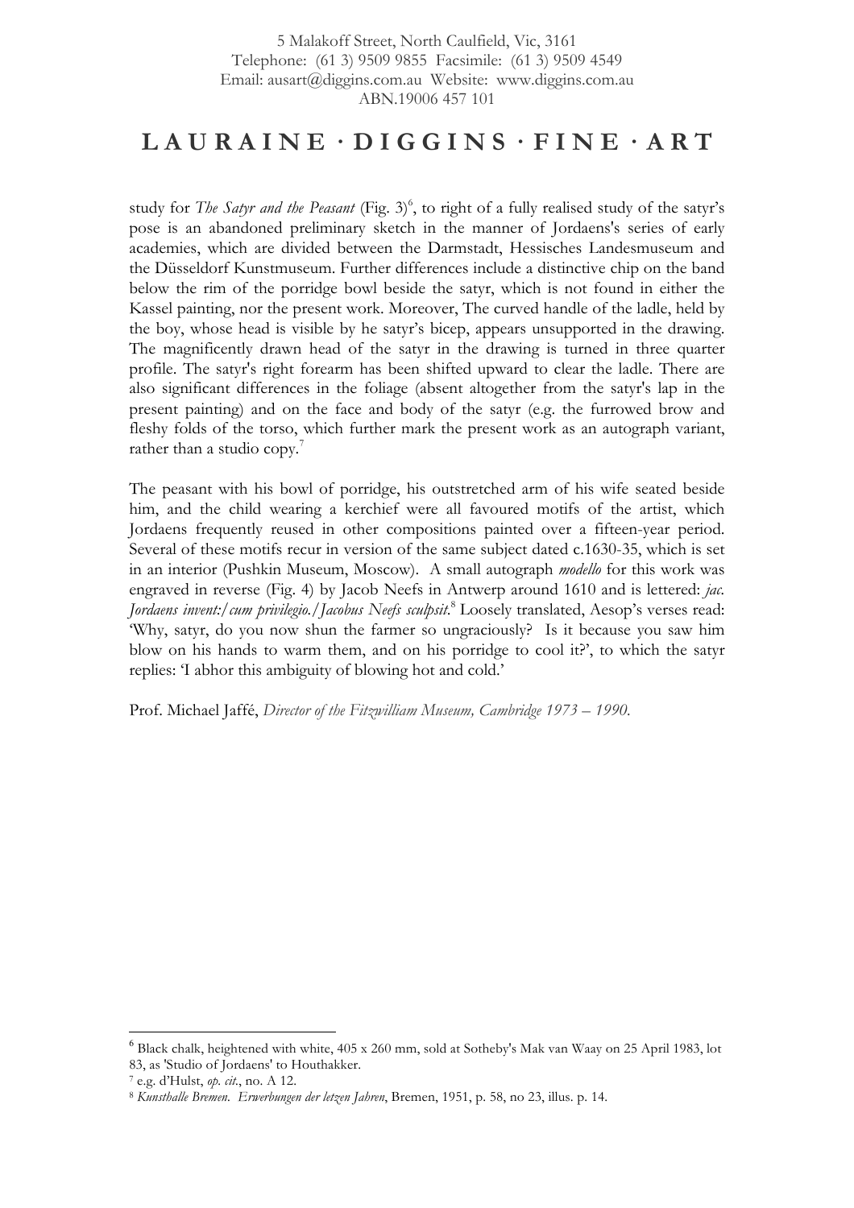study for *The Satyr and the Peasant* (Fig. 3)[6], to right of a fully realised study of the satyr's pose is an abandoned preliminary sketch in the manner of Jordaens's series of early academies, which are divided between the Darmstadt, Hessisches Landesmuseum and the Düsseldorf Kunstmuseum. Further differences include a distinctive chip on the band below the rim of the porridge bowl beside the satyr, which is not found in either the Kassel painting, nor the present work. Moreover, The curved handle of the ladle, held by the boy, whose head is visible by he satyr's bicep, appears unsupported in the drawing. The magnificently drawn head of the satyr in the drawing is turned in three quarter profile. The satyr's right forearm has been shifted upward to clear the ladle. There are also significant differences in the foliage (absent altogether from the satyr's lap in the present painting) and on the face and body of the satyr (e.g. the furrowed brow and fleshy folds of the torso, which further mark the present work as an autograph variant, rather than a studio copy.[7]

The peasant with his bowl of porridge, his outstretched arm of his wife seated beside him, and the child wearing a kerchief were all favoured motifs of the artist, which Jordaens frequently reused in other compositions painted over a fifteen-year period. Several of these motifs recur in version of the same subject dated c.1630-35, which is set in an interior (Pushkin Museum, Moscow). A small autograph *modello* for this work was engraved in reverse (Fig. 4) by Jacob Neefs in Antwerp around 1610 and is lettered: *jac. Jordaens invent:/cum privilegio./Jacobus Neefs sculpsit*.[8] Loosely translated, Aesop's verses read: 'Why, satyr, do you now shun the farmer so ungraciously? Is it because you saw him blow on his hands to warm them, and on his porridge to cool it?', to which the satyr replies: 'I abhor this ambiguity of blowing hot and cold.'

Prof. Michael Jaffé, *Director of the Fitzwilliam Museum, Cambridge 1973 – 1990.*

---

[6] Black chalk, heightened with white, 405 x 260 mm, sold at Sotheby's Mak van Waay on 25 April 1983, lot 83, as 'Studio of Jordaens' to Houthakker.

[7] e.g. d'Hulst, *op. cit.*, no. A 12.

[8] *Kunsthalle Bremen. Erwerbungen der letzen Jahren*, Bremen, 1951, p. 58, no 23, illus. p. 14.